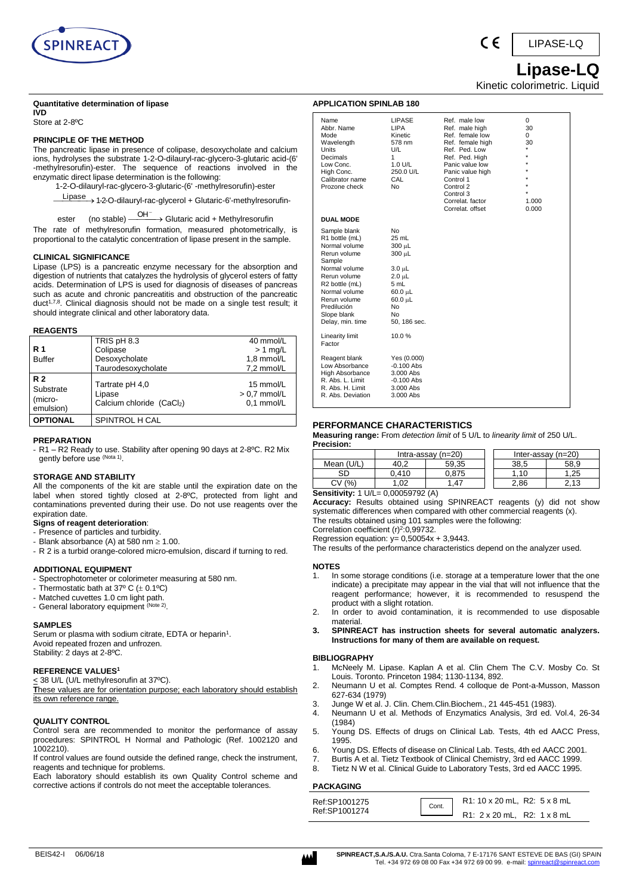LIPASE-LQ

# Lipase-LQ

Kinetic colorimetric. Liquid

**Quantitative determination of lipase**

**IVD**

Store at 2-8ºC

### PRINCIPLE OF THE METHOD

The pancreatic lipase in presence of colipase, desoxycholate and calcium ions, hydrolyses the substrate 1-2-O-dilauryl-rac-glycero-3-glutaric acid-(6'-methylresorufin)-ester. The sequence of reactions involved in the enzymatic direct lipase determination is the following:

1-2-O-dilauryl-rac-glycero-3-glutaric-(6'-methylresorufin)-ester

$\xrightarrow{\text{Lipase}}$ 1-2-O-dilauryl-rac-glycerol + Glutaric-6'-methylresorufin-ester (no stable) $\xrightarrow{OH^-}$ Glutaric acid + Methylresorufin

The rate of methylresorufin formation, measured photometrically, is proportional to the catalytic concentration of lipase present in the sample.

### CLINICAL SIGNIFICANCE

Lipase (LPS) is a pancreatic enzyme necessary for the absorption and digestion of nutrients that catalyzes the hydrolysis of glycerol esters of fatty acids. Determination of LPS is used for diagnosis of diseases of pancreas such as acute and chronic pancreatitis and obstruction of the pancreatic duct[1,7,8]. Clinical diagnosis should not be made on a single test result; it should integrate clinical and other laboratory data.

### REAGENTS

| | | |
|---|---|---|
| **R 1** Buffer | TRIS pH 8.3<br>Colipase<br>Desoxycholate<br>Taurodesoxycholate | 40 mmol/L<br>> 1 mg/L<br>1,8 mmol/L<br>7,2 mmol/L |
| **R 2** Substrate (micro-emulsion) | Tartrate pH 4,0<br>Lipase<br>Calcium chloride ($CaCl_2$) | 15 mmol/L<br>> 0,7 mmol/L<br>0,1 mmol/L |
| **OPTIONAL** | SPINTROL H CAL | |

### PREPARATION

- R1 – R2 Ready to use. Stability after opening 90 days at 2-8ºC. R2 Mix gently before use (Nota 1).

### STORAGE AND STABILITY

All the components of the kit are stable until the expiration date on the label when stored tightly closed at 2-8ºC, protected from light and contaminations prevented during their use. Do not use reagents over the expiration date.

**Signs of reagent deterioration**:

- Presence of particles and turbidity.
- Blank absorbance (A) at 580 nm ≥ 1.00.
- R 2 is a turbid orange-colored micro-emulsion, discard if turning to red.

### ADDITIONAL EQUIPMENT

- Spectrophotometer or colorimeter measuring at 580 nm.
- Thermostatic bath at 37º C (± 0.1ºC)
- Matched cuvettes 1.0 cm light path.
- General laboratory equipment (Note 2).

### SAMPLES

Serum or plasma with sodium citrate, EDTA or heparin[1].
Avoid repeated frozen and unfrozen.
Stability: 2 days at 2-8ºC.

### REFERENCE VALUES[1]

≤ 38 U/L (U/L methylresorufin at 37ºC).

**T**hese values are for orientation purpose; each laboratory should establish its own reference range.

### QUALITY CONTROL

Control sera are recommended to monitor the performance of assay procedures: SPINTROL H Normal and Pathologic (Ref. 1002120 and 1002210).

If control values are found outside the defined range, check the instrument, reagents and technique for problems.

Each laboratory should establish its own Quality Control scheme and corrective actions if controls do not meet the acceptable tolerances.

### APPLICATION SPINLAB 180

| | | | |
|---|---|---|---|
| Name | LIPASE | Ref. male low | 0 |
| Abbr. Name | LIPA | Ref. male high | 30 |
| Mode | Kinetic | Ref. female low | 0 |
| Wavelength | 578 nm | Ref. female high | 30 |
| Units | U/L | Ref. Ped. Low | * |
| Decimals | 1 | Ref. Ped. High | * |
| Low Conc. | 1.0 U/L | Panic value low | * |
| High Conc. | 250.0 U/L | Panic value high | * |
| Calibrator name | CAL | Control 1 | * |
| Prozone check | No | Control 2 | * |
| | | Control 3 | * |
| | | Correlat. factor | 1.000 |
| | | Correlat. offset | 0.000 |

**DUAL MODE**

| | |
|---|---|
| Sample blank | No |
| R1 bottle (mL) | 25 mL |
| Normal volume | 300 µL |
| Rerun volume | 300 µL |
| Sample | |
| Normal volume | 3.0 µL |
| Rerun volume | 2.0 µL |
| R2 bottle (mL) | 5 mL |
| Normal volume | 60.0 µL |
| Rerun volume | 60.0 µL |
| Predilución | No |
| Slope blank | No |
| Delay, min. time | 50, 186 sec. |
| Linearity limit | 10.0 % |
| Factor | |
| Reagent blank | Yes (0.000) |
| Low Absorbance | -0.100 Abs |
| High Absorbance | 3.000 Abs |
| R. Abs. L. Limit | -0.100 Abs |
| R. Abs. H. Limit | 3.000 Abs |
| R. Abs. Deviation | 3.000 Abs |

### PERFORMANCE CHARACTERISTICS

**Measuring range:** From *detection limit* of 5 U/L to *linearity limit* of 250 U/L.

**Precision:**

| | Intra-assay (n=20) | | Inter-assay (n=20) | |
|---|---|---|---|---|
| Mean (U/L) | 40,2 | 59,35 | 38,5 | 58,9 |
| SD | 0,410 | 0,875 | 1,10 | 1,25 |
| CV (%) | 1,02 | 1,47 | 2,86 | 2,13 |

**Sensitivity:** 1 U/L= 0,00059792 (A)

**Accuracy:** Results obtained using SPINREACT reagents (y) did not show systematic differences when compared with other commercial reagents (x).

The results obtained using 101 samples were the following:

Correlation coefficient $(r)^2$:0,99732.

Regression equation: y= 0,50054x + 3,9443.

The results of the performance characteristics depend on the analyzer used.

### NOTES

1. In some storage conditions (i.e. storage at a temperature lower that the one indicate) a precipitate may appear in the vial that will not influence that the reagent performance; however, it is recommended to resuspend the product with a slight rotation.
2. In order to avoid contamination, it is recommended to use disposable material.
3. **SPINREACT has instruction sheets for several automatic analyzers. Instructions for many of them are available on request.**

### BIBLIOGRAPHY

1. McNeely M. Lipase. Kaplan A et al. Clin Chem The C.V. Mosby Co. St Louis. Toronto. Princeton 1984; 1130-1134, 892.
2. Neumann U et al. Comptes Rend. 4 colloque de Pont-a-Musson, Masson 627-634 (1979)
3. Junge W et al. J. Clin. Chem.Clin.Biochem., 21 445-451 (1983).
4. Neumann U et al. Methods of Enzymatics Analysis, 3rd ed. Vol.4, 26-34 (1984)
5. Young DS. Effects of drugs on Clinical Lab. Tests, 4th ed AACC Press, 1995.
6. Young DS. Effects of disease on Clinical Lab. Tests, 4th ed AACC 2001.
7. Burtis A et al. Tietz Textbook of Clinical Chemistry, 3rd ed AACC 1999.
8. Tietz N W et al. Clinical Guide to Laboratory Tests, 3rd ed AACC 1995.

### PACKAGING

| | | |
|---|---|---|
| Ref:SP1001275 | Cont. | R1: 10 x 20 mL, R2: 5 x 8 mL |
| Ref:SP1001274 | | R1: 2 x 20 mL, R2: 1 x 8 mL |

BEIS42-I 06/06/18

**SPINREACT,S.A./S.A.U.** Ctra.Santa Coloma, 7 E-17176 SANT ESTEVE DE BAS (GI) SPAIN
Tel. +34 972 69 08 00 Fax +34 972 69 00 99. e-mail: spinreact@spinreact.com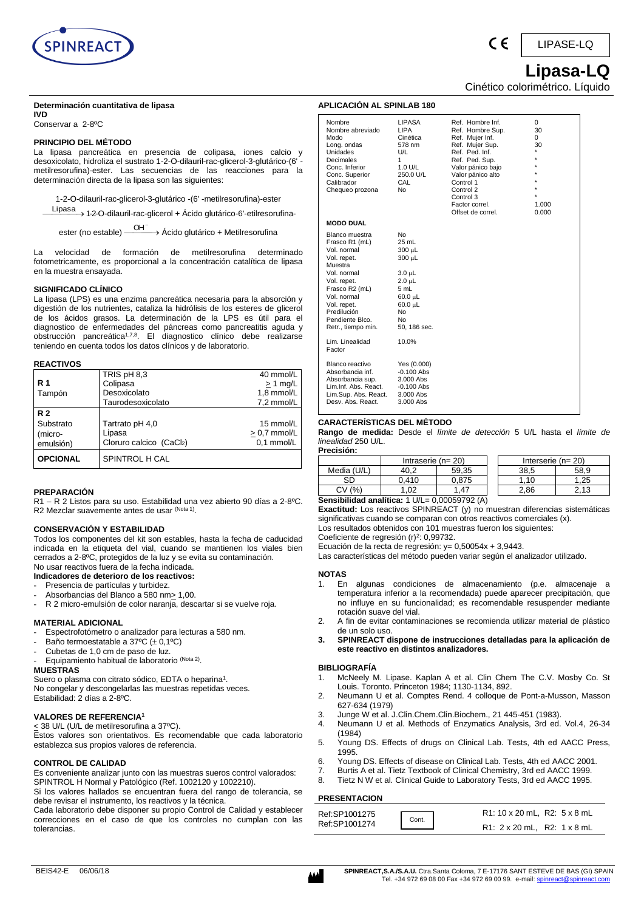LIPASE-LQ

# Lipasa-LQ

Cinético colorimétrico. Líquido

**Determinación cuantitativa de lipasa**
**IVD**
Conservar a 2-8ºC

## PRINCIPIO DEL MÉTODO

La lipasa pancreática en presencia de colipasa, iones calcio y desoxicolato, hidroliza el sustrato 1-2-O-dilauril-rac-glicerol-3-glutárico-(6'-metilresorufina)-ester. Las secuencias de las reacciones para la determinación directa de la lipasa son las siguientes:

1-2-O-dilauril-rac-glicerol-3-glutárico -(6' -metilresorufina)-ester

$\xrightarrow{\text{Lipasa}}$ 1-2-O-dilauril-rac-glicerol + Ácido glutárico-6'-etilresorufina-ester (no estable) $\xrightarrow{OH^-}$ Ácido glutárico + Metilresorufina

La velocidad de formación de metilresorufina determinado fotometricamente, es proporcional a la concentración catalítica de lipasa en la muestra ensayada.

## SIGNIFICADO CLÍNICO

La lipasa (LPS) es una enzima pancreática necesaria para la absorción y digestión de los nutrientes, cataliza la hidrólisis de los esteres de glicerol de los ácidos grasos. La determinación de la LPS es útil para el diagnostico de enfermedades del páncreas como pancreatitis aguda y obstrucción pancreática[1,7,8]. El diagnostico clínico debe realizarse teniendo en cuenta todos los datos clínicos y de laboratorio.

## REACTIVOS

| | | |
|---|---|---|
| **R 1** Tampón | TRIS pH 8,3 | 40 mmol/L |
| | Colipasa | ≥ 1 mg/L |
| | Desoxicolato | 1,8 mmol/L |
| | Taurodesoxicolato | 7,2 mmol/L |
| **R 2** Substrato (micro-emulsión) | Tartrato pH 4,0 | 15 mmol/L |
| | Lipasa | ≥ 0,7 mmol/L |
| | Cloruro calcico ($CaCl_2$) | 0,1 mmol/L |
| **OPCIONAL** | SPINTROL H CAL | |

## PREPARACIÓN

R1 – R 2 Listos para su uso. Estabilidad una vez abierto 90 días a 2-8ºC. R2 Mezclar suavemente antes de usar (Nota 1).

## CONSERVACIÓN Y ESTABILIDAD

Todos los componentes del kit son estables, hasta la fecha de caducidad indicada en la etiqueta del vial, cuando se mantienen los viales bien cerrados a 2-8ºC, protegidos de la luz y se evita su contaminación.
No usar reactivos fuera de la fecha indicada.

**Indicadores de deterioro de los reactivos:**

- Presencia de partículas y turbidez.
- Absorbancias del Blanco a 580 nm≥ 1,00.
- R 2 micro-emulsión de color naranja, descartar si se vuelve roja.

## MATERIAL ADICIONAL

- Espectrofotómetro o analizador para lecturas a 580 nm.
- Baño termoestatable a 37ºC (± 0,1ºC)
- Cubetas de 1,0 cm de paso de luz.
- Equipamiento habitual de laboratorio (Nota 2).

## MUESTRAS

Suero o plasma con citrato sódico, EDTA o heparina[1].
No congelar y descongelarlas las muestras repetidas veces.
Estabilidad: 2 días a 2-8ºC.

## VALORES DE REFERENCIA[1]

≤ 38 U/L (U/L de metilresorufina a 37ºC).
Estos valores son orientativos. Es recomendable que cada laboratorio establezca sus propios valores de referencia.

## CONTROL DE CALIDAD

Es conveniente analizar junto con las muestras sueros control valorados: SPINTROL H Normal y Patológico (Ref. 1002120 y 1002210).
Si los valores hallados se encuentran fuera del rango de tolerancia, se debe revisar el instrumento, los reactivos y la técnica.
Cada laboratorio debe disponer su propio Control de Calidad y establecer correcciones en el caso de que los controles no cumplan con las tolerancias.

## APLICACIÓN AL SPINLAB 180

| | | | |
|---|---|---|---|
| Nombre | LIPASA | Ref. Hombre Inf. | 0 |
| Nombre abreviado | LIPA | Ref. Hombre Sup. | 30 |
| Modo | Cinética | Ref. Mujer Inf. | 0 |
| Long. ondas | 578 nm | Ref. Mujer Sup. | 30 |
| Unidades | U/L | Ref. Ped. Inf. | * |
| Decimales | 1 | Ref. Ped. Sup. | * |
| Conc. Inferior | 1.0 U/L | Valor pánico bajo | * |
| Conc. Superior | 250.0 U/L | Valor pánico alto | * |
| Calibrador | CAL | Control 1 | * |
| Chequeo prozona | No | Control 2 | * |
| | | Control 3 | * |
| | | Factor correl. | 1.000 |
| | | Offset de correl. | 0.000 |

**MODO DUAL**

| | |
|---|---|
| Blanco muestra | No |
| Frasco R1 (mL) | 25 mL |
| Vol. normal | 300 µL |
| Vol. repet. | 300 µL |
| Muestra | |
| Vol. normal | 3.0 µL |
| Vol. repet. | 2.0 µL |
| Frasco R2 (mL) | 5 mL |
| Vol. normal | 60.0 µL |
| Vol. repet. | 60.0 µL |
| Predilución | No |
| Pendiente Blco. | No |
| Retr., tiempo min. | 50, 186 sec. |
| Lim. Linealidad Factor | 10.0% |
| Blanco reactivo | Yes (0.000) |
| Absorbancia inf. | -0.100 Abs |
| Absorbancia sup. | 3.000 Abs |
| Lim.Inf. Abs. React. | -0.100 Abs |
| Lim.Sup. Abs. React. | 3.000 Abs |
| Desv. Abs. React. | 3.000 Abs |

## CARACTERÍSTICAS DEL MÉTODO

**Rango de medida:** Desde el *límite de detección* 5 U/L hasta el *límite de linealidad* 250 U/L.

**Precisión:**

| | Intraserie (n= 20) | | Interserie (n= 20) | |
|---|---|---|---|---|
| Media (U/L) | 40,2 | 59,35 | 38,5 | 58,9 |
| SD | 0,410 | 0,875 | 1,10 | 1,25 |
| CV (%) | 1,02 | 1,47 | 2,86 | 2,13 |

**Sensibilidad analítica:** 1 U/L= 0,00059792 (A)

**Exactitud:** Los reactivos SPINREACT (y) no muestran diferencias sistemáticas significativas cuando se comparan con otros reactivos comerciales (x).
Los resultados obtenidos con 101 muestras fueron los siguientes:
Coeficiente de regresión $(r)^2$: 0,99732.
Ecuación de la recta de regresión: y= 0,50054x + 3,9443.
Las características del método pueden variar según el analizador utilizado.

## NOTAS

1. En algunas condiciones de almacenamiento (p.e. almacenaje a temperatura inferior a la recomendada) puede aparecer precipitación, que no influye en su funcionalidad; es recomendable resuspender mediante rotación suave del vial.
2. A fin de evitar contaminaciones se recomienda utilizar material de plástico de un solo uso.
3. **SPINREACT dispone de instrucciones detalladas para la aplicación de este reactivo en distintos analizadores.**

## BIBLIOGRAFÍA

1. McNeely M. Lipase. Kaplan A et al. Clin Chem The C.V. Mosby Co. St Louis. Toronto. Princeton 1984; 1130-1134, 892.
2. Neumann U et al. Comptes Rend. 4 colloque de Pont-a-Musson, Masson 627-634 (1979)
3. Junge W et al. J.Clin.Chem.Clin.Biochem., 21 445-451 (1983).
4. Neumann U et al. Methods of Enzymatics Analysis, 3rd ed. Vol.4, 26-34 (1984)
5. Young DS. Effects of drugs on Clinical Lab. Tests, 4th ed AACC Press, 1995.
6. Young DS. Effects of disease on Clinical Lab. Tests, 4th ed AACC 2001.
7. Burtis A et al. Tietz Textbook of Clinical Chemistry, 3rd ed AACC 1999.
8. Tietz N W et al. Clinical Guide to Laboratory Tests, 3rd ed AACC 1995.

## PRESENTACION

| | | |
|---|---|---|
| Ref:SP1001275 | Cont. | R1: 10 x 20 mL, R2: 5 x 8 mL |
| Ref:SP1001274 | | R1: 2 x 20 mL, R2: 1 x 8 mL |

BEIS42-E 06/06/18

SPINREACT,S.A./S.A.U. Ctra.Santa Coloma, 7 E-17176 SANT ESTEVE DE BAS (GI) SPAIN
Tel. +34 972 69 08 00 Fax +34 972 69 00 99. e-mail: spinreact@spinreact.com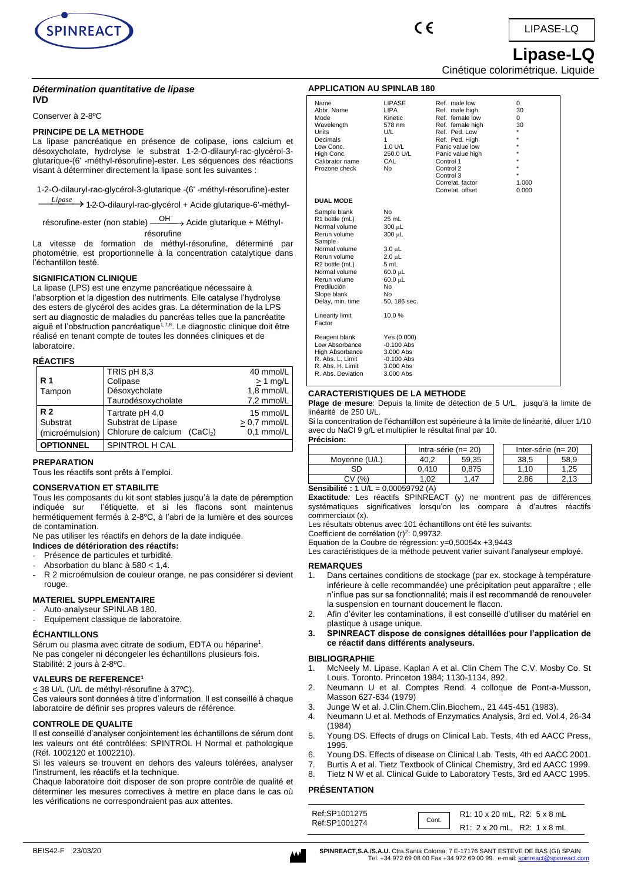LIPASE-LQ

# Lipase-LQ

Cinétique colorimétrique. Liquide

***Détermination quantitative de lipase***

**IVD**

Conserver à 2-8ºC

### PRINCIPE DE LA METHODE

La lipase pancréatique en présence de colipase, ions calcium et désoxycholate, hydrolyse le substrat 1-2-O-dilauryl-rac-glycérol-3-glutarique-(6' -méthyl-résorufine)-ester. Les séquences des réactions visant à déterminer directement la lipase sont les suivantes :

1-2-O-dilauryl-rac-glycérol-3-glutarique -(6' -méthyl-résorufine)-ester $\xrightarrow{Lipase}$ 1-2-O-dilauryl-rac-glycérol + Acide glutarique-6'-méthyl-résorufine-ester (non stable) $\xrightarrow{OH^-}$ Acide glutarique + Méthyl-résorufine

La vitesse de formation de méthyl-résorufine, déterminé par photométrie, est proportionnelle à la concentration catalytique dans l'échantillon testé.

### SIGNIFICATION CLINIQUE

La lipase (LPS) est une enzyme pancréatique nécessaire à l'absorption et la digestion des nutriments. Elle catalyse l'hydrolyse des esters de glycérol des acides gras. La détermination de la LPS sert au diagnostic de maladies du pancréas telles que la pancréatite aiguë et l'obstruction pancréatique[1,7,8]. Le diagnostic clinique doit être réalisé en tenant compte de toutes les données cliniques et de laboratoire.

### RÉACTIFS

| | | |
|---|---|---|
| **R 1** Tampon | TRIS pH 8,3 | 40 mmol/L |
| | Colipase | ≥ 1 mg/L |
| | Désoxycholate | 1,8 mmol/L |
| | Taurodésoxycholate | 7,2 mmol/L |
| **R 2** Substrat (microémulsion) | Tartrate pH 4,0 | 15 mmol/L |
| | Substrat de Lipase | ≥ 0,7 mmol/L |
| | Chlorure de calcium ($CaCl_2$) | 0,1 mmol/L |
| **OPTIONNEL** | SPINTROL H CAL | |

### PREPARATION

Tous les réactifs sont prêts à l'emploi.

### CONSERVATION ET STABILITE

Tous les composants du kit sont stables jusqu'à la date de péremption indiquée sur l'étiquette, et si les flacons sont maintenus hermétiquement fermés à 2-8ºC, à l'abri de la lumière et des sources de contamination.

Ne pas utiliser les réactifs en dehors de la date indiquée.

**Indices de détérioration des réactifs:**

- Présence de particules et turbidité.
- Absorbation du blanc à 580 < 1,4.
- R 2 microémulsion de couleur orange, ne pas considérer si devient rouge.

### MATERIEL SUPPLEMENTAIRE

- Auto-analyseur SPINLAB 180.
- Equipement classique de laboratoire.

### ÉCHANTILLONS

Sérum ou plasma avec citrate de sodium, EDTA ou héparine[1].
Ne pas congeler ni décongeler les échantillons plusieurs fois.
Stabilité: 2 jours à 2-8ºC.

### VALEURS DE REFERENCE[1]

≤ 38 U/L (U/L de méthyl-résorufine à 37ºC).
Ces valeurs sont données à titre d'information. Il est conseillé à chaque laboratoire de définir ses propres valeurs de référence.

### CONTROLE DE QUALITE

Il est conseillé d'analyser conjointement les échantillons de sérum dont les valeurs ont été contrôlées: SPINTROL H Normal et pathologique (Réf. 1002120 et 1002210).

Si les valeurs se trouvent en dehors des valeurs tolérées, analyser l'instrument, les réactifs et la technique.

Chaque laboratoire doit disposer de son propre contrôle de qualité et déterminer les mesures correctives à mettre en place dans le cas où les vérifications ne correspondraient pas aux attentes.

### APPLICATION AU SPINLAB 180

| | | | |
|---|---|---|---|
| Name | LIPASE | Ref. male low | 0 |
| Abbr. Name | LIPA | Ref. male high | 30 |
| Mode | Kinetic | Ref. female low | 0 |
| Wavelength | 578 nm | Ref. female high | 30 |
| Units | U/L | Ref. Ped. Low | * |
| Decimals | 1 | Ref. Ped. High | * |
| Low Conc. | 1.0 U/L | Panic value low | * |
| High Conc. | 250.0 U/L | Panic value high | * |
| Calibrator name | CAL | Control 1 | * |
| Prozone check | No | Control 2 | * |
| | | Control 3 | * |
| | | Correlat. factor | 1.000 |
| | | Correlat. offset | 0.000 |

**DUAL MODE**

| | |
|---|---|
| Sample blank | No |
| R1 bottle (mL) | 25 mL |
| Normal volume | 300 µL |
| Rerun volume | 300 µL |
| Sample | |
| Normal volume | 3.0 µL |
| Rerun volume | 2.0 µL |
| R2 bottle (mL) | 5 mL |
| Normal volume | 60.0 µL |
| Rerun volume | 60.0 µL |
| Predilución | No |
| Slope blank | No |
| Delay, min. time | 50, 186 sec. |
| Linearity limit | 10.0 % |
| Factor | |
| Reagent blank | Yes (0.000) |
| Low Absorbance | -0.100 Abs |
| High Absorbance | 3.000 Abs |
| R. Abs. L. Limit | -0.100 Abs |
| R. Abs. H. Limit | 3.000 Abs |
| R. Abs. Deviation | 3.000 Abs |

### CARACTERISTIQUES DE LA METHODE

**Plage de mesure**: Depuis la limite de détection de 5 U/L, jusqu'à la limite de linéarité de 250 U/L.

Si la concentration de l'échantillon est supérieure à la limite de linéarité, diluer 1/10 avec du NaCl 9 g/L et multiplier le résultat final par 10.

**Précision:**

| | Intra-série (n= 20) | | Inter-série (n= 20) | |
|---|---|---|---|---|
| Moyenne (U/L) | 40,2 | 59,35 | 38,5 | 58,9 |
| SD | 0,410 | 0,875 | 1,10 | 1,25 |
| CV (%) | 1,02 | 1,47 | 2,86 | 2,13 |

**Sensibilité :** 1 U/L = 0,00059792 (A)

**Exactitude**: Les réactifs SPINREACT (y) ne montrent pas de différences systématiques significatives lorsqu'on les compare à d'autres réactifs commerciaux (x).

Les résultats obtenus avec 101 échantillons ont été les suivants:

Coefficient de corrélation $(r)^2$: 0,99732.

Equation de la Coubre de régression: y=0,50054x +3,9443

Les caractéristiques de la méthode peuvent varier suivant l'analyseur employé.

### REMARQUES

1. Dans certaines conditions de stockage (par ex. stockage à température inférieure à celle recommandée) une précipitation peut apparaître ; elle n'influe pas sur sa fonctionnalité; mais il est recommandé de renouveler la suspension en tournant doucement le flacon.
2. Afin d'éviter les contaminations, il est conseillé d'utiliser du matériel en plastique à usage unique.
3. **SPINREACT dispose de consignes détaillées pour l'application de ce réactif dans différents analyseurs.**

### BIBLIOGRAPHIE

1. McNeely M. Lipase. Kaplan A et al. Clin Chem The C.V. Mosby Co. St Louis. Toronto. Princeton 1984; 1130-1134, 892.
2. Neumann U et al. Comptes Rend. 4 colloque de Pont-a-Musson, Masson 627-634 (1979)
3. Junge W et al. J.Clin.Chem.Clin.Biochem., 21 445-451 (1983).
4. Neumann U et al. Methods of Enzymatics Analysis, 3rd ed. Vol.4, 26-34 (1984)
5. Young DS. Effects of drugs on Clinical Lab. Tests, 4th ed AACC Press, 1995.
6. Young DS. Effects of disease on Clinical Lab. Tests, 4th ed AACC 2001.
7. Burtis A et al. Tietz Textbook of Clinical Chemistry, 3rd ed AACC 1999.
8. Tietz N W et al. Clinical Guide to Laboratory Tests, 3rd ed AACC 1995.

### PRÉSENTATION

| | | |
|---|---|---|
| Ref:SP1001275 | Cont. | R1: 10 x 20 mL, R2: 5 x 8 mL |
| Ref:SP1001274 | | R1: 2 x 20 mL, R2: 1 x 8 mL |

BEIS42-F 23/03/20

SPINREACT,S.A./S.A.U. Ctra.Santa Coloma, 7 E-17176 SANT ESTEVE DE BAS (GI) SPAIN
Tel. +34 972 69 08 00 Fax +34 972 69 00 99. e-mail: spinreact@spinreact.com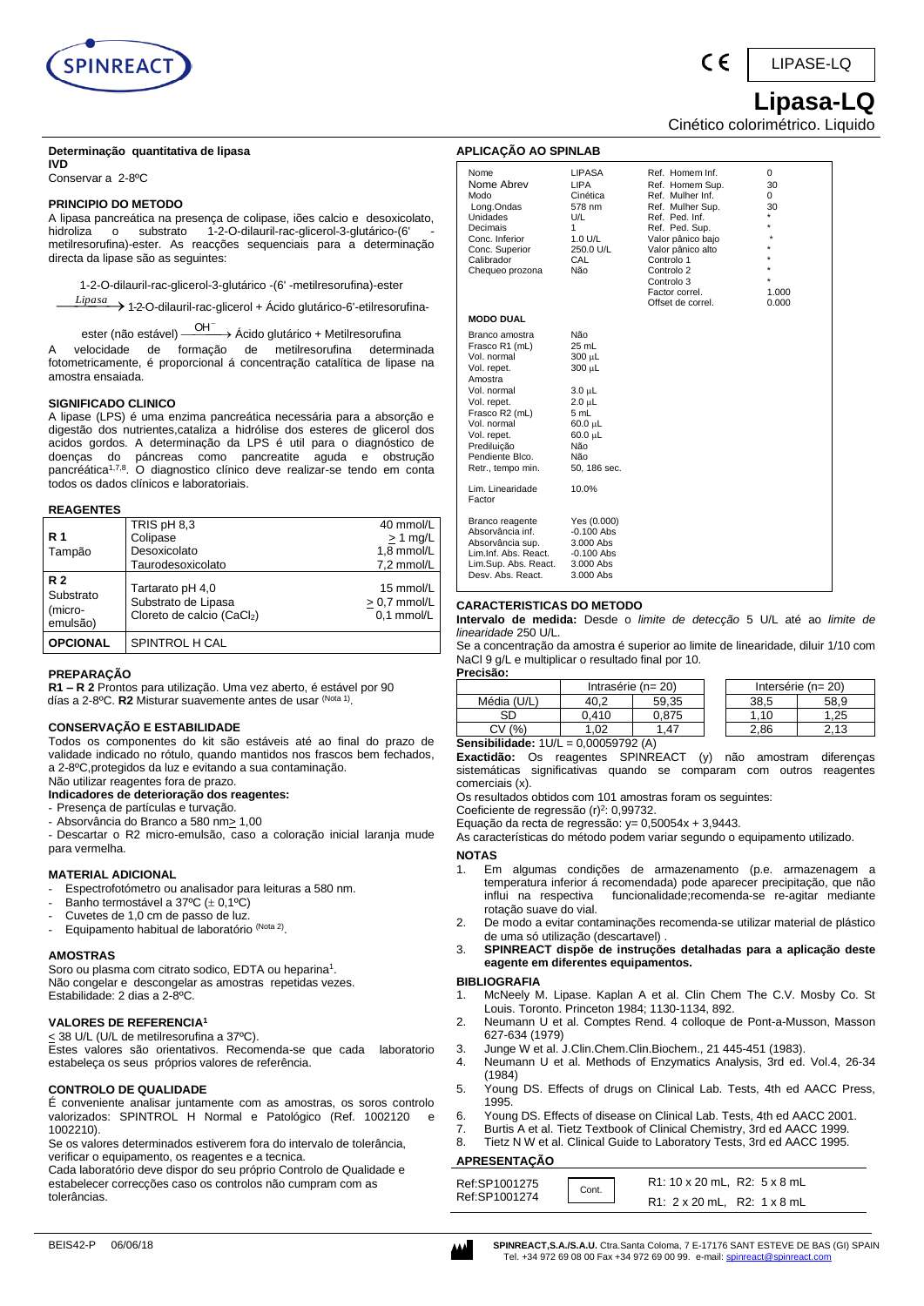LIPASE-LQ

# Lipasa-LQ

Cinético colorimétrico. Liquido

**Determinação quantitativa de lipasa**
**IVD**
Conservar a 2-8ºC

### PRINCIPIO DO METODO

A lipasa pancreática na presença de colipase, iões calcio e desoxicolato, hidroliza o substrato 1-2-O-dilauril-rac-glicerol-3-glutárico-(6' -metilresorufina)-ester. As reacções sequenciais para a determinação directa da lipase são as seguintes:

1-2-O-dilauril-rac-glicerol-3-glutárico -(6' -metilresorufina)-ester

$\xrightarrow{Lipasa}$ 1-2-O-dilauril-rac-glicerol + Ácido glutárico-6'-etilresorufina-ester (não estável) $\xrightarrow{OH^-}$ Ácido glutárico + Metilresorufina

A velocidade de formação de metilresorufina determinada fotometricamente, é proporcional á concentração catalítica de lipase na amostra ensaiada.

### SIGNIFICADO CLINICO

A lipase (LPS) é uma enzima pancreática necessária para a absorção e digestão dos nutrientes,cataliza a hidrólise dos esteres de glicerol dos acidos gordos. A determinação da LPS é util para o diagnóstico de doenças do páncreas como pancreatite aguda e obstrução pancréática[1,7,8]. O diagnostico clínico deve realizar-se tendo em conta todos os dados clínicos e laboratoriais.

### REAGENTES

| | | |
|---|---|---|
| **R 1** Tampão | TRIS pH 8,3 | 40 mmol/L |
| | Colipase | ≥ 1 mg/L |
| | Desoxicolato | 1,8 mmol/L |
| | Taurodesoxicolato | 7,2 mmol/L |
| **R 2** Substrato (micro-emulsão) | Tartarato pH 4,0 | 15 mmol/L |
| | Substrato de Lipasa | ≥ 0,7 mmol/L |
| | Cloreto de calcio ($CaCl_2$) | 0,1 mmol/L |
| **OPCIONAL** | SPINTROL H CAL | |

### PREPARAÇÃO

**R1 – R 2** Prontos para utilização. Uma vez aberto, é estável por 90 días a 2-8ºC. **R2** Misturar suavemente antes de usar (Nota 1).

### CONSERVAÇÃO E ESTABILIDADE

Todos os componentes do kit são estáveis até ao final do prazo de validade indicado no rótulo, quando mantidos nos frascos bem fechados, a 2-8ºC,protegidos da luz e evitando a sua contaminação.
Não utilizar reagentes fora de prazo.

**Indicadores de deterioração dos reagentes:**

- Presença de partículas e turvação.
- Absorvância do Branco a 580 nm≥ 1,00
- Descartar o R2 micro-emulsão, caso a coloração inicial laranja mude para vermelha.

### MATERIAL ADICIONAL

- Espectrofotómetro ou analisador para leituras a 580 nm.
- Banho termostável a 37ºC (± 0,1ºC)
- Cuvetes de 1,0 cm de passo de luz.
- Equipamento habitual de laboratório (Nota 2).

### AMOSTRAS

Soro ou plasma com citrato sodico, EDTA ou heparina[1].
Não congelar e descongelar as amostras repetidas vezes.
Estabilidade: 2 dias a 2-8ºC.

### VALORES DE REFERENCIA[1]

≤ 38 U/L (U/L de metilresorufina a 37ºC).
Estes valores são orientativos. Recomenda-se que cada laboratorio estabeleça os seus próprios valores de referência.

### CONTROLO DE QUALIDADE

É conveniente analisar juntamente com as amostras, os soros controlo valorizados: SPINTROL H Normal e Patológico (Ref. 1002120 e 1002210).
Se os valores determinados estiverem fora do intervalo de tolerância, verificar o equipamento, os reagentes e a tecnica.
Cada laboratório deve dispor do seu próprio Controlo de Qualidade e estabelecer correcções caso os controlos não cumpram com as tolerâncias.

### APLICAÇÃO AO SPINLAB

| | | | |
|---|---|---|---|
| Nome | LIPASA | Ref. Homem Inf. | 0 |
| Nome Abrev | LIPA | Ref. Homem Sup. | 30 |
| Modo | Cinética | Ref. Mulher Inf. | 0 |
| Long.Ondas | 578 nm | Ref. Mulher Sup. | 30 |
| Unidades | U/L | Ref. Ped. Inf. | * |
| Decimais | 1 | Ref. Ped. Sup. | * |
| Conc. Inferior | 1.0 U/L | Valor pânico bajo | * |
| Conc. Superior | 250.0 U/L | Valor pânico alto | * |
| Calibrador | CAL | Controlo 1 | * |
| Chequeo prozona | Não | Controlo 2 | * |
| | | Controlo 3 | * |
| | | Factor correl. | 1.000 |
| | | Offset de correl. | 0.000 |

**MODO DUAL**

| | |
|---|---|
| Branco amostra | Não |
| Frasco R1 (mL) | 25 mL |
| Vol. normal | 300 µL |
| Vol. repet. | 300 µL |
| Amostra | |
| Vol. normal | 3.0 µL |
| Vol. repet. | 2.0 µL |
| Frasco R2 (mL) | 5 mL |
| Vol. normal | 60.0 µL |
| Vol. repet. | 60.0 µL |
| Prediluição | Não |
| Pendiente Blco. | Não |
| Retr., tempo min. | 50, 186 sec. |
| Lim. Linearidade Factor | 10.0% |
| Branco reagente | Yes (0.000) |
| Absorvância inf. | -0.100 Abs |
| Absorvância sup. | 3.000 Abs |
| Lim.Inf. Abs. React. | -0.100 Abs |
| Lim.Sup. Abs. React. | 3.000 Abs |
| Desv. Abs. React. | 3.000 Abs |

### CARACTERISTICAS DO METODO

**Intervalo de medida:** Desde o *limite de detecção* 5 U/L até ao *limite de linearidade* 250 U/L.
Se a concentração da amostra é superior ao limite de linearidade, diluir 1/10 com NaCl 9 g/L e multiplicar o resultado final por 10.

**Precisão:**

| | Intrasérie (n= 20) | | Intersérie (n= 20) | |
|---|---|---|---|---|
| Média (U/L) | 40,2 | 59,35 | 38,5 | 58,9 |
| SD | 0,410 | 0,875 | 1,10 | 1,25 |
| CV (%) | 1,02 | 1,47 | 2,86 | 2,13 |

**Sensibilidade:** 1U/L = 0,00059792 (A)

**Exactidão:** Os reagentes SPINREACT (y) não amostram diferenças sistemáticas significativas quando se comparam com outros reagentes comerciais (x).
Os resultados obtidos com 101 amostras foram os seguintes:
Coeficiente de regressão $(r)^2$: 0,99732.
Equação da recta de regressão: y= 0,50054x + 3,9443.
As características do método podem variar segundo o equipamento utilizado.

### NOTAS

1. Em algumas condições de armazenamento (p.e. armazenagem a temperatura inferior á recomendada) pode aparecer precipitação, que não influi na respectiva funcionalidade;recomenda-se re-agitar mediante rotação suave do vial.
2. De modo a evitar contaminações recomenda-se utilizar material de plástico de uma só utilização (descartavel) .
3. **SPINREACT dispõe de instruções detalhadas para a aplicação deste eagente em diferentes equipamentos.**

### BIBLIOGRAFIA

1. McNeely M. Lipase. Kaplan A et al. Clin Chem The C.V. Mosby Co. St Louis. Toronto. Princeton 1984; 1130-1134, 892.
2. Neumann U et al. Comptes Rend. 4 colloque de Pont-a-Musson, Masson 627-634 (1979)
3. Junge W et al. J.Clin.Chem.Clin.Biochem., 21 445-451 (1983).
4. Neumann U et al. Methods of Enzymatics Analysis, 3rd ed. Vol.4, 26-34 (1984)
5. Young DS. Effects of drugs on Clinical Lab. Tests, 4th ed AACC Press, 1995.
6. Young DS. Effects of disease on Clinical Lab. Tests, 4th ed AACC 2001.
7. Burtis A et al. Tietz Textbook of Clinical Chemistry, 3rd ed AACC 1999.
8. Tietz N W et al. Clinical Guide to Laboratory Tests, 3rd ed AACC 1995.

### APRESENTAÇÃO

| | | |
|---|---|---|
| Ref:SP1001275 | Cont. | R1: 10 x 20 mL, R2: 5 x 8 mL |
| Ref:SP1001274 | | R1: 2 x 20 mL, R2: 1 x 8 mL |

BEIS42-P 06/06/18

**SPINREACT,S.A./S.A.U.** Ctra.Santa Coloma, 7 E-17176 SANT ESTEVE DE BAS (GI) SPAIN
Tel. +34 972 69 08 00 Fax +34 972 69 00 99. e-mail: spinreact@spinreact.com